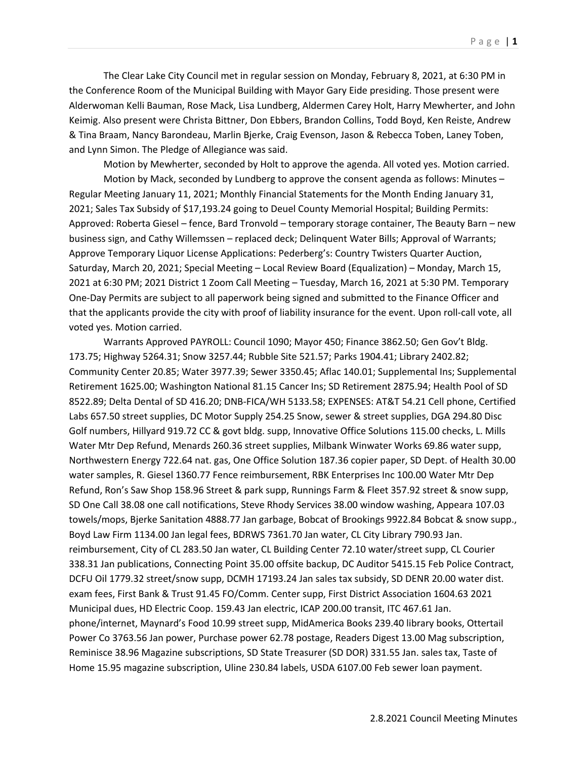The Clear Lake City Council met in regular session on Monday, February 8, 2021, at 6:30 PM in the Conference Room of the Municipal Building with Mayor Gary Eide presiding. Those present were Alderwoman Kelli Bauman, Rose Mack, Lisa Lundberg, Aldermen Carey Holt, Harry Mewherter, and John Keimig. Also present were Christa Bittner, Don Ebbers, Brandon Collins, Todd Boyd, Ken Reiste, Andrew & Tina Braam, Nancy Barondeau, Marlin Bjerke, Craig Evenson, Jason & Rebecca Toben, Laney Toben, and Lynn Simon. The Pledge of Allegiance was said.

Motion by Mewherter, seconded by Holt to approve the agenda. All voted yes. Motion carried.

Motion by Mack, seconded by Lundberg to approve the consent agenda as follows: Minutes – Regular Meeting January 11, 2021; Monthly Financial Statements for the Month Ending January 31, 2021; Sales Tax Subsidy of $17,193.24 going to Deuel County Memorial Hospital; Building Permits: Approved: Roberta Giesel – fence, Bard Tronvold – temporary storage container, The Beauty Barn – new business sign, and Cathy Willemssen – replaced deck; Delinquent Water Bills; Approval of Warrants; Approve Temporary Liquor License Applications: Pederberg's: Country Twisters Quarter Auction, Saturday, March 20, 2021; Special Meeting – Local Review Board (Equalization) – Monday, March 15, 2021 at 6:30 PM; 2021 District 1 Zoom Call Meeting – Tuesday, March 16, 2021 at 5:30 PM. Temporary One-Day Permits are subject to all paperwork being signed and submitted to the Finance Officer and that the applicants provide the city with proof of liability insurance for the event. Upon roll-call vote, all voted yes. Motion carried.

Warrants Approved PAYROLL: Council 1090; Mayor 450; Finance 3862.50; Gen Gov't Bldg. 173.75; Highway 5264.31; Snow 3257.44; Rubble Site 521.57; Parks 1904.41; Library 2402.82; Community Center 20.85; Water 3977.39; Sewer 3350.45; Aflac 140.01; Supplemental Ins; Supplemental Retirement 1625.00; Washington National 81.15 Cancer Ins; SD Retirement 2875.94; Health Pool of SD 8522.89; Delta Dental of SD 416.20; DNB-FICA/WH 5133.58; EXPENSES: AT&T 54.21 Cell phone, Certified Labs 657.50 street supplies, DC Motor Supply 254.25 Snow, sewer & street supplies, DGA 294.80 Disc Golf numbers, Hillyard 919.72 CC & govt bldg. supp, Innovative Office Solutions 115.00 checks, L. Mills Water Mtr Dep Refund, Menards 260.36 street supplies, Milbank Winwater Works 69.86 water supp, Northwestern Energy 722.64 nat. gas, One Office Solution 187.36 copier paper, SD Dept. of Health 30.00 water samples, R. Giesel 1360.77 Fence reimbursement, RBK Enterprises Inc 100.00 Water Mtr Dep Refund, Ron's Saw Shop 158.96 Street & park supp, Runnings Farm & Fleet 357.92 street & snow supp, SD One Call 38.08 one call notifications, Steve Rhody Services 38.00 window washing, Appeara 107.03 towels/mops, Bjerke Sanitation 4888.77 Jan garbage, Bobcat of Brookings 9922.84 Bobcat & snow supp., Boyd Law Firm 1134.00 Jan legal fees, BDRWS 7361.70 Jan water, CL City Library 790.93 Jan. reimbursement, City of CL 283.50 Jan water, CL Building Center 72.10 water/street supp, CL Courier 338.31 Jan publications, Connecting Point 35.00 offsite backup, DC Auditor 5415.15 Feb Police Contract, DCFU Oil 1779.32 street/snow supp, DCMH 17193.24 Jan sales tax subsidy, SD DENR 20.00 water dist. exam fees, First Bank & Trust 91.45 FO/Comm. Center supp, First District Association 1604.63 2021 Municipal dues, HD Electric Coop. 159.43 Jan electric, ICAP 200.00 transit, ITC 467.61 Jan. phone/internet, Maynard's Food 10.99 street supp, MidAmerica Books 239.40 library books, Ottertail Power Co 3763.56 Jan power, Purchase power 62.78 postage, Readers Digest 13.00 Mag subscription, Reminisce 38.96 Magazine subscriptions, SD State Treasurer (SD DOR) 331.55 Jan. sales tax, Taste of Home 15.95 magazine subscription, Uline 230.84 labels, USDA 6107.00 Feb sewer loan payment.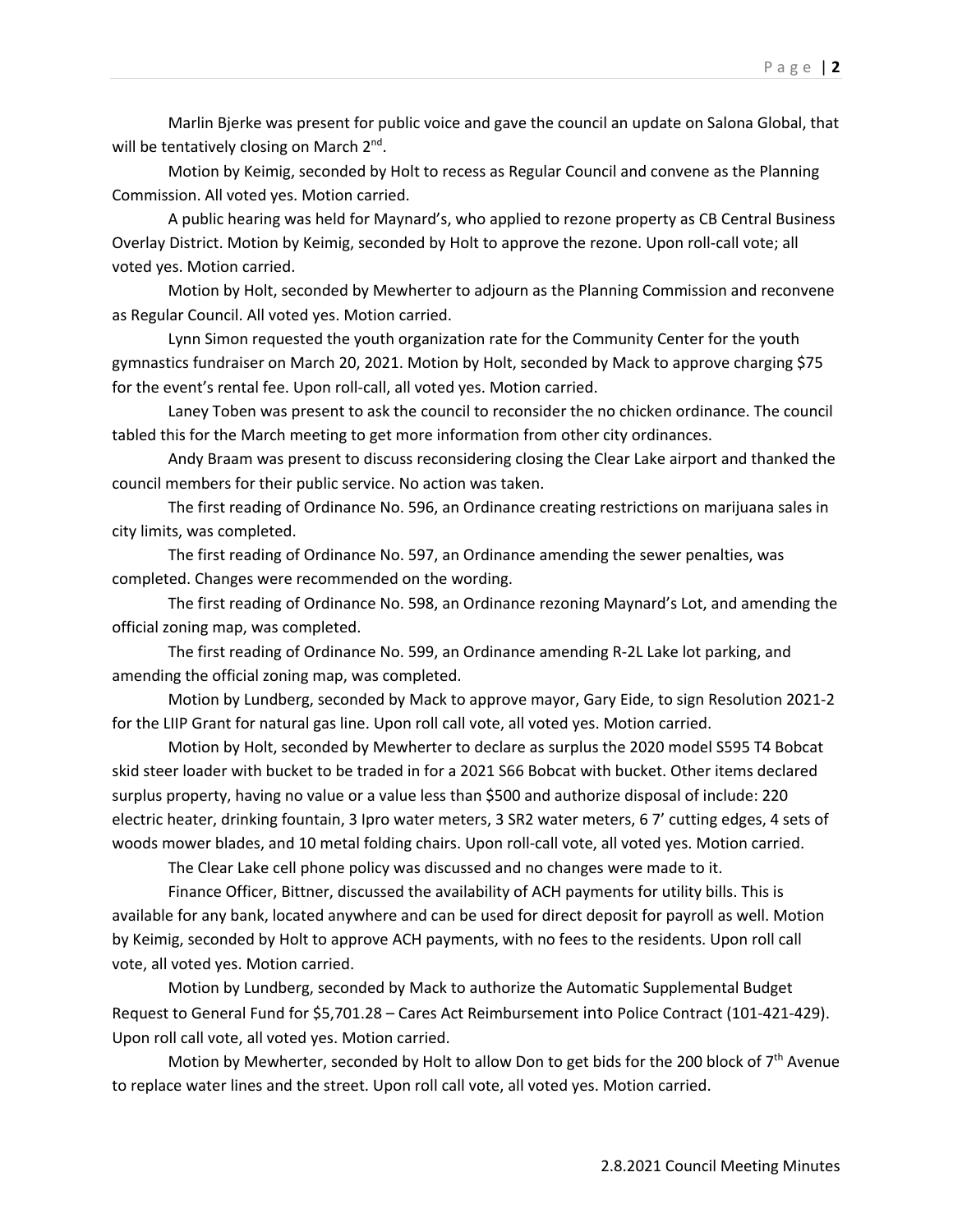Marlin Bjerke was present for public voice and gave the council an update on Salona Global, that will be tentatively closing on March 2nd.

Motion by Keimig, seconded by Holt to recess as Regular Council and convene as the Planning Commission. All voted yes. Motion carried.

A public hearing was held for Maynard's, who applied to rezone property as CB Central Business Overlay District. Motion by Keimig, seconded by Holt to approve the rezone. Upon roll-call vote; all voted yes. Motion carried.

Motion by Holt, seconded by Mewherter to adjourn as the Planning Commission and reconvene as Regular Council. All voted yes. Motion carried.

Lynn Simon requested the youth organization rate for the Community Center for the youth gymnastics fundraiser on March 20, 2021. Motion by Holt, seconded by Mack to approve charging $75 for the event's rental fee. Upon roll-call, all voted yes. Motion carried.

Laney Toben was present to ask the council to reconsider the no chicken ordinance. The council tabled this for the March meeting to get more information from other city ordinances.

Andy Braam was present to discuss reconsidering closing the Clear Lake airport and thanked the council members for their public service. No action was taken.

The first reading of Ordinance No. 596, an Ordinance creating restrictions on marijuana sales in city limits, was completed.

The first reading of Ordinance No. 597, an Ordinance amending the sewer penalties, was completed. Changes were recommended on the wording.

The first reading of Ordinance No. 598, an Ordinance rezoning Maynard's Lot, and amending the official zoning map, was completed.

The first reading of Ordinance No. 599, an Ordinance amending R-2L Lake lot parking, and amending the official zoning map, was completed.

Motion by Lundberg, seconded by Mack to approve mayor, Gary Eide, to sign Resolution 2021-2 for the LIIP Grant for natural gas line. Upon roll call vote, all voted yes. Motion carried.

Motion by Holt, seconded by Mewherter to declare as surplus the 2020 model S595 T4 Bobcat skid steer loader with bucket to be traded in for a 2021 S66 Bobcat with bucket. Other items declared surplus property, having no value or a value less than $500 and authorize disposal of include: 220 electric heater, drinking fountain, 3 Ipro water meters, 3 SR2 water meters, 6 7' cutting edges, 4 sets of woods mower blades, and 10 metal folding chairs. Upon roll-call vote, all voted yes. Motion carried.

The Clear Lake cell phone policy was discussed and no changes were made to it.

Finance Officer, Bittner, discussed the availability of ACH payments for utility bills. This is available for any bank, located anywhere and can be used for direct deposit for payroll as well. Motion by Keimig, seconded by Holt to approve ACH payments, with no fees to the residents. Upon roll call vote, all voted yes. Motion carried.

Motion by Lundberg, seconded by Mack to authorize the Automatic Supplemental Budget Request to General Fund for $5,701.28 – Cares Act Reimbursement into Police Contract (101-421-429). Upon roll call vote, all voted yes. Motion carried.

Motion by Mewherter, seconded by Holt to allow Don to get bids for the 200 block of 7th Avenue to replace water lines and the street. Upon roll call vote, all voted yes. Motion carried.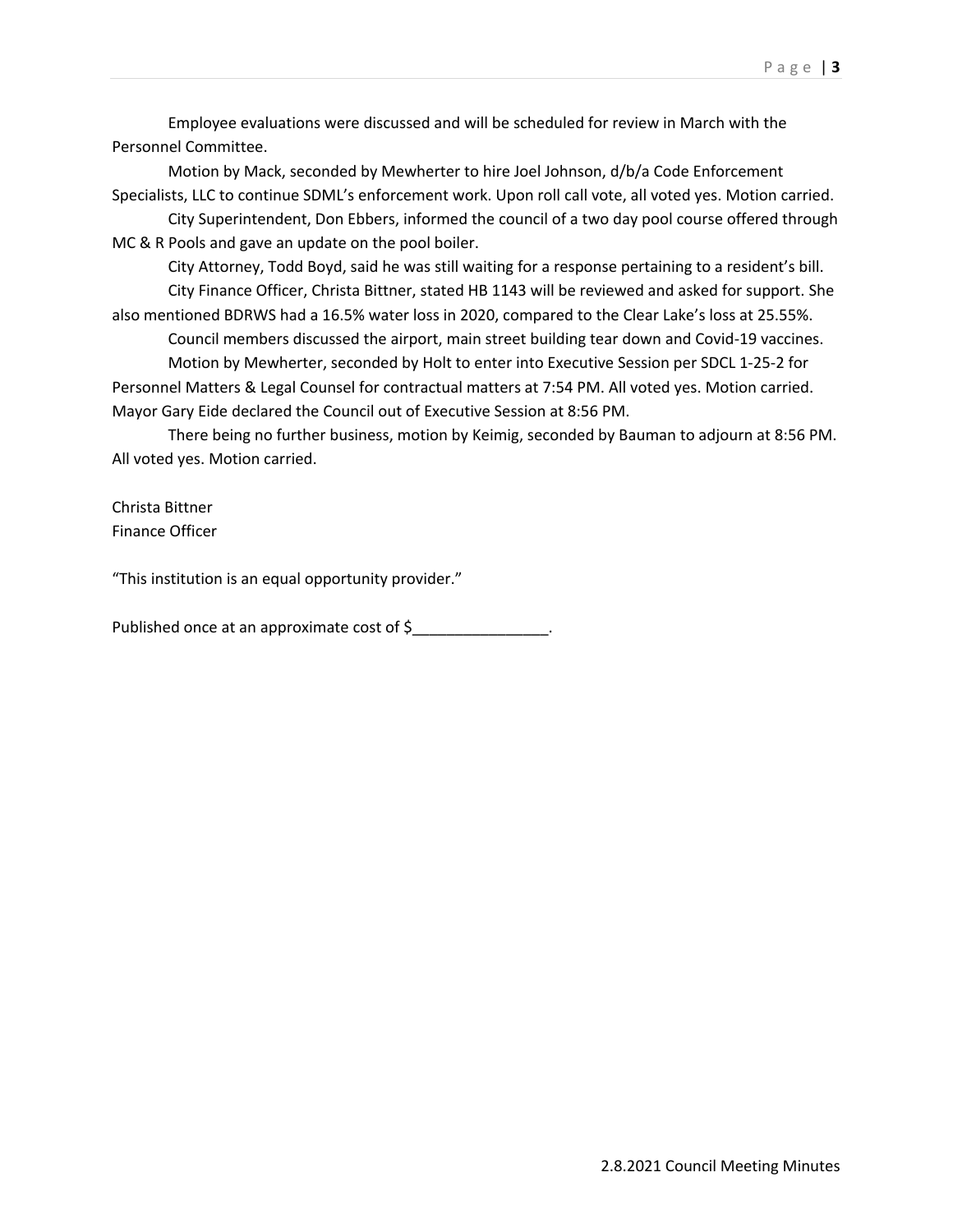Employee evaluations were discussed and will be scheduled for review in March with the Personnel Committee.

Motion by Mack, seconded by Mewherter to hire Joel Johnson, d/b/a Code Enforcement Specialists, LLC to continue SDML's enforcement work. Upon roll call vote, all voted yes. Motion carried.

City Superintendent, Don Ebbers, informed the council of a two day pool course offered through MC & R Pools and gave an update on the pool boiler.

City Attorney, Todd Boyd, said he was still waiting for a response pertaining to a resident's bill.

City Finance Officer, Christa Bittner, stated HB 1143 will be reviewed and asked for support. She also mentioned BDRWS had a 16.5% water loss in 2020, compared to the Clear Lake's loss at 25.55%.

Council members discussed the airport, main street building tear down and Covid-19 vaccines.

Motion by Mewherter, seconded by Holt to enter into Executive Session per SDCL 1-25-2 for Personnel Matters & Legal Counsel for contractual matters at 7:54 PM. All voted yes. Motion carried. Mayor Gary Eide declared the Council out of Executive Session at 8:56 PM.

There being no further business, motion by Keimig, seconded by Bauman to adjourn at 8:56 PM. All voted yes. Motion carried.

Christa Bittner
Finance Officer

"This institution is an equal opportunity provider."

Published once at an approximate cost of $________________.

2.8.2021 Council Meeting Minutes